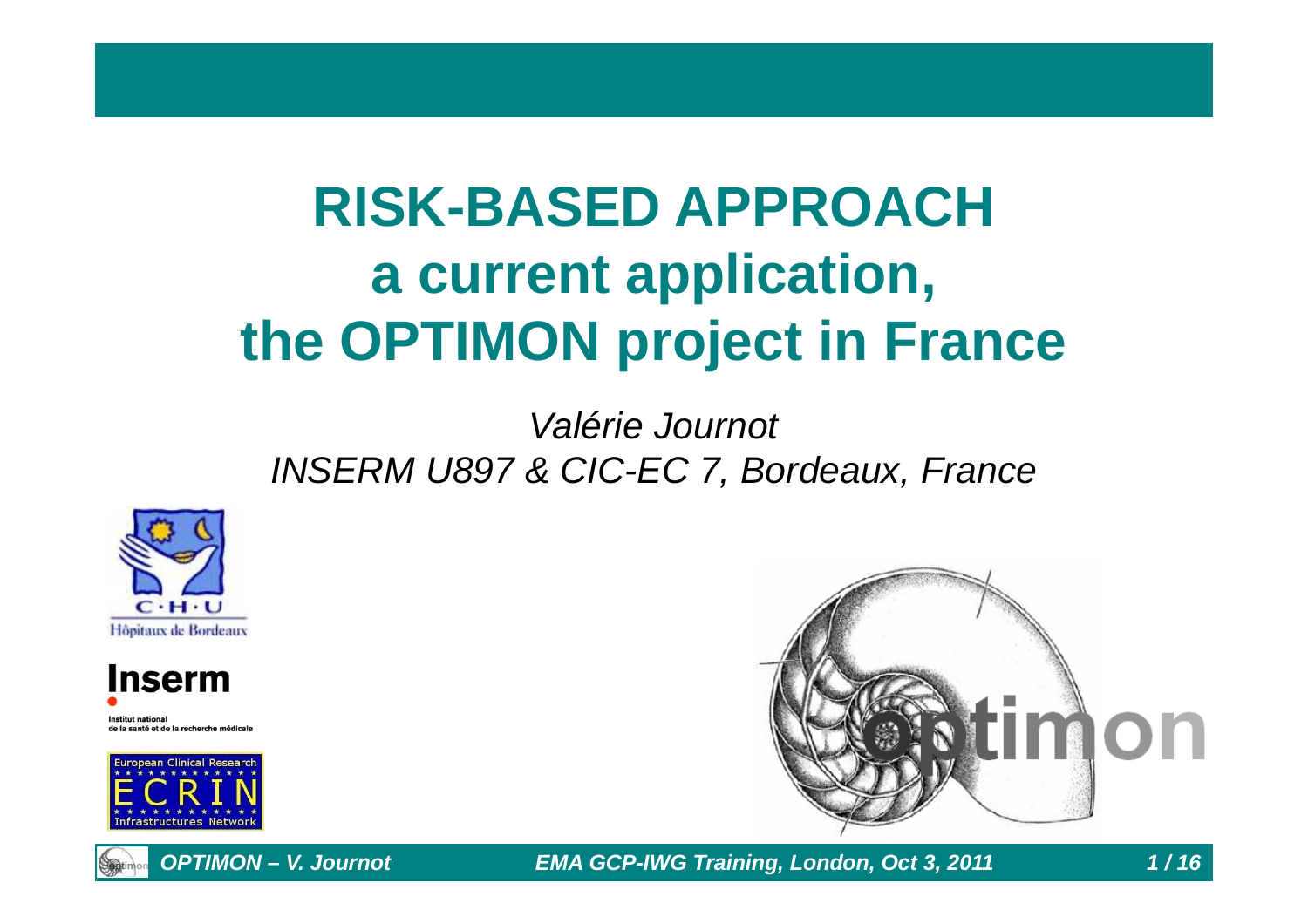# RISK-BASED APPROACH a current application, the OPTIMON project in France

*Valérie Journot*
*INSERM U897 & CIC-EC 7, Bordeaux, France*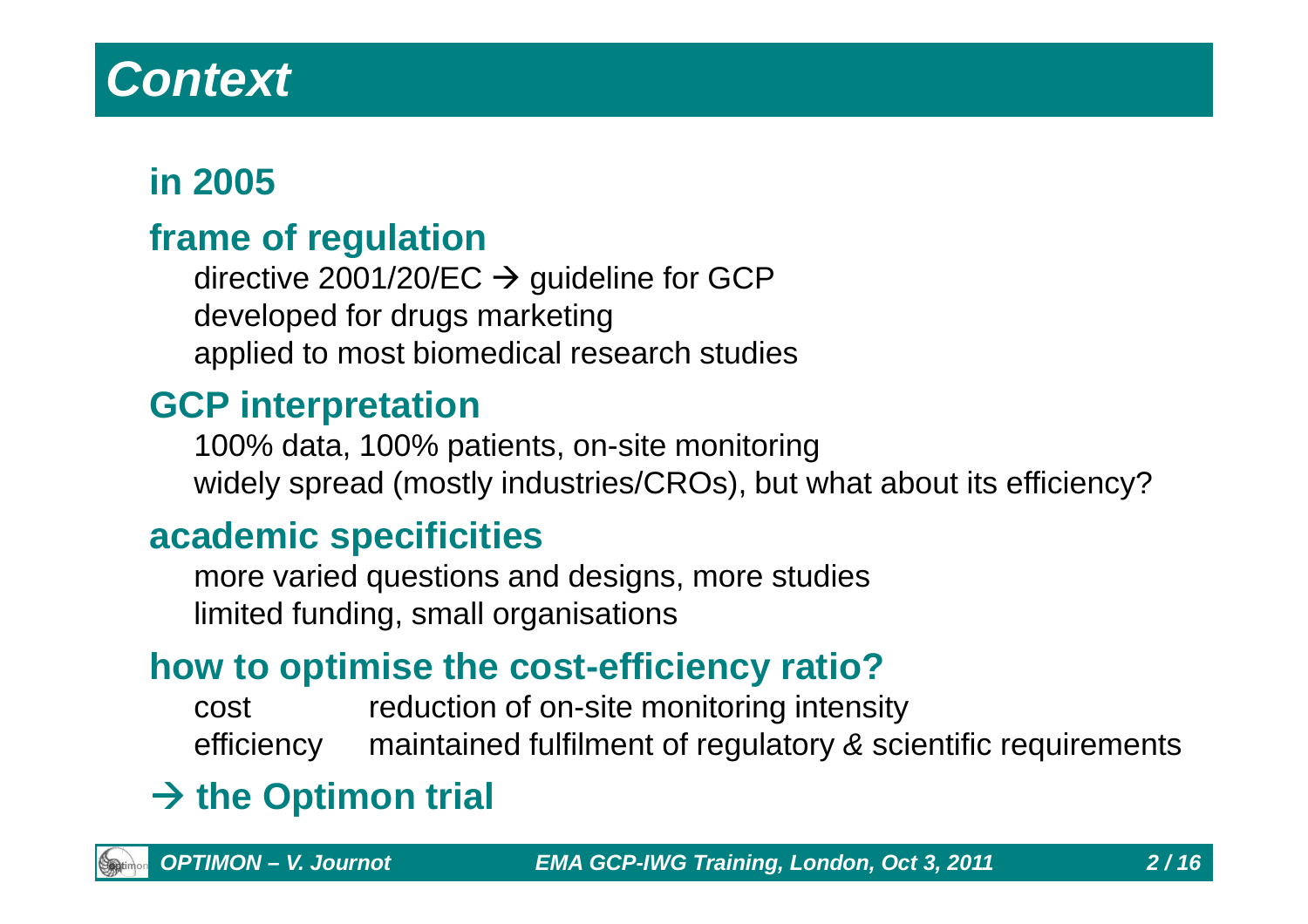# *Context*

## in 2005

## frame of regulation

directive 2001/20/EC → guideline for GCP
developed for drugs marketing
applied to most biomedical research studies

## GCP interpretation

100% data, 100% patients, on-site monitoring
widely spread (mostly industries/CROs), but what about its efficiency?

## academic specificities

more varied questions and designs, more studies
limited funding, small organisations

## how to optimise the cost-efficiency ratio?

| | |
|---|---|
| cost | reduction of on-site monitoring intensity |
| efficiency | maintained fulfilment of regulatory & scientific requirements |

## → the Optimon trial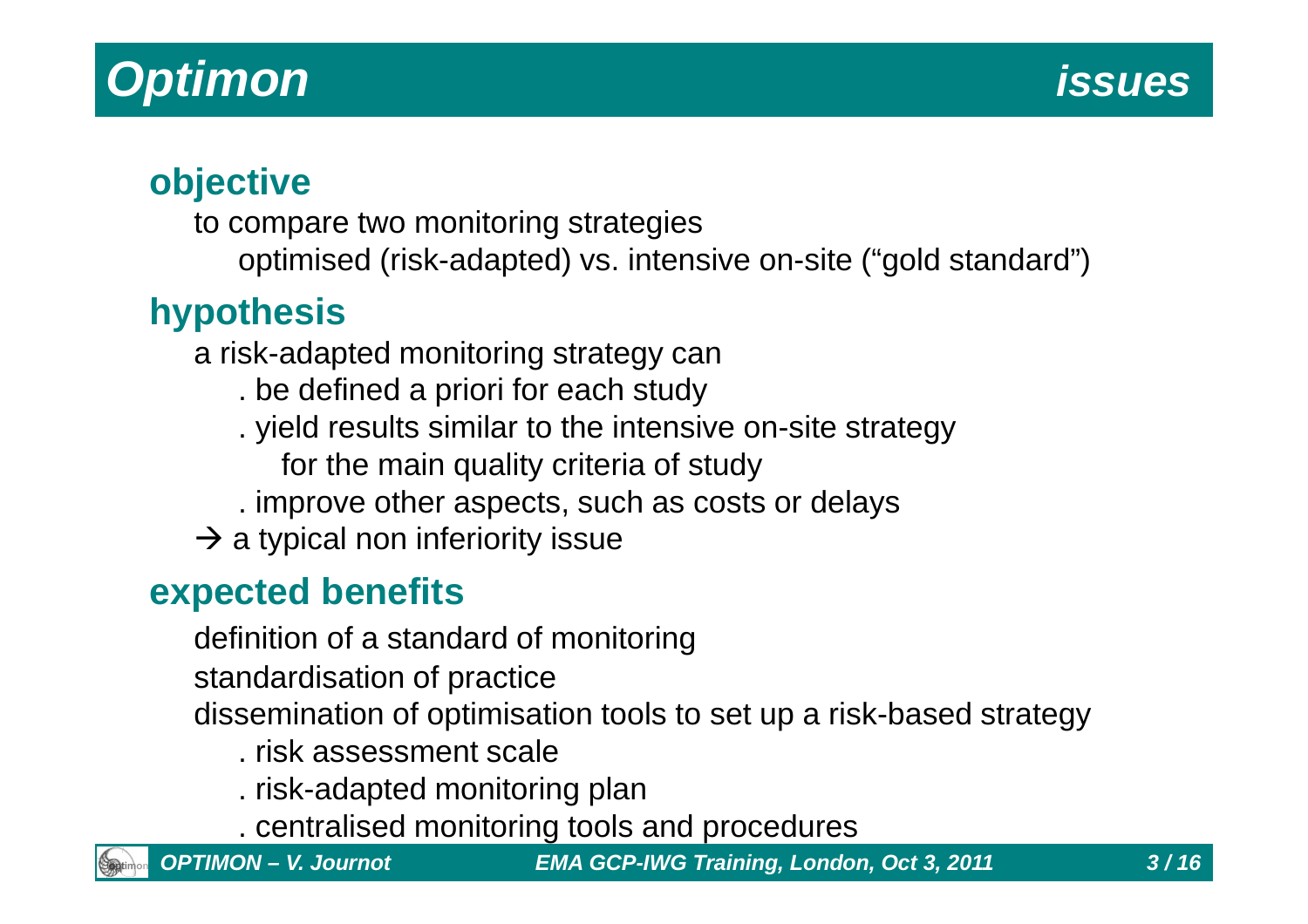# *Optimon* *issues*

## objective

to compare two monitoring strategies

optimised (risk-adapted) vs. intensive on-site ("gold standard")

## hypothesis

a risk-adapted monitoring strategy can

. be defined a priori for each study

. yield results similar to the intensive on-site strategy
  for the main quality criteria of study

. improve other aspects, such as costs or delays

→ a typical non inferiority issue

## expected benefits

definition of a standard of monitoring

standardisation of practice

dissemination of optimisation tools to set up a risk-based strategy

. risk assessment scale

. risk-adapted monitoring plan

. centralised monitoring tools and procedures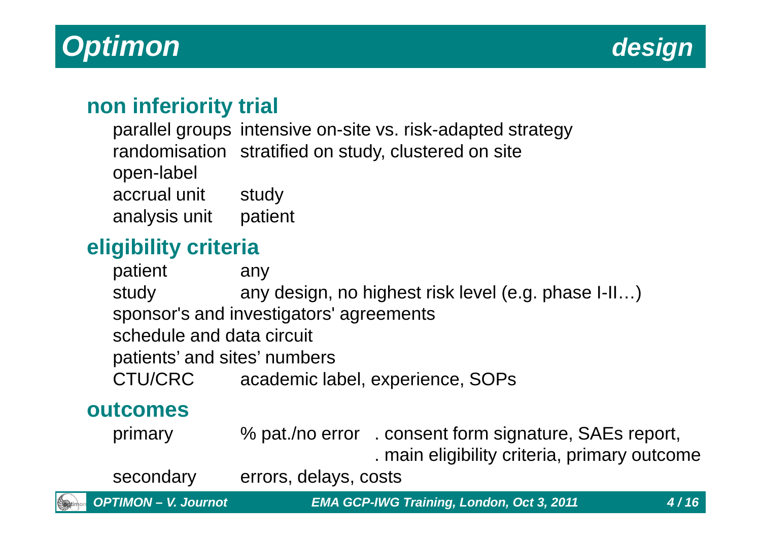# Optimon — design

## non inferiority trial

| | |
|---|---|
| parallel groups | intensive on-site vs. risk-adapted strategy |
| randomisation | stratified on study, clustered on site |
| open-label | |
| accrual unit | study |
| analysis unit | patient |

## eligibility criteria

| | |
|---|---|
| patient | any |
| study | any design, no highest risk level (e.g. phase I-II…) |

sponsor's and investigators' agreements

schedule and data circuit

patients' and sites' numbers

| | |
|---|---|
| CTU/CRC | academic label, experience, SOPs |

## outcomes

| | | |
|---|---|---|
| primary | % pat./no error | . consent form signature, SAEs report, |
| | | . main eligibility criteria, primary outcome |
| secondary | errors, delays, costs | |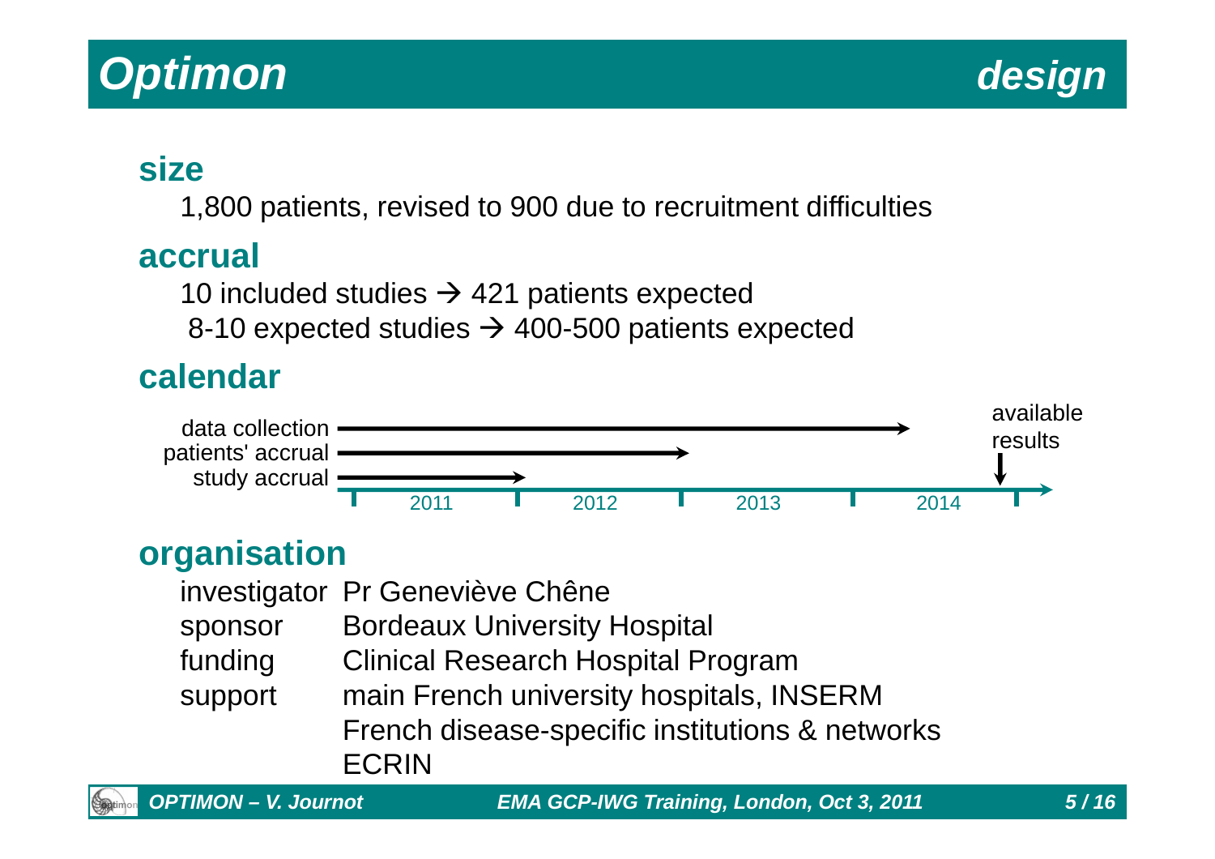# Optimon — design

## size

1,800 patients, revised to 900 due to recruitment difficulties

## accrual

10 included studies → 421 patients expected

8-10 expected studies → 400-500 patients expected

## calendar

- data collection: 2011 → 2014
- patients' accrual: 2011 → 2012
- study accrual: 2011 → early 2012
- available results: end of 2014

## organisation

| | |
|---|---|
| investigator | Pr Geneviève Chêne |
| sponsor | Bordeaux University Hospital |
| funding | Clinical Research Hospital Program |
| support | main French university hospitals, INSERM |
| | French disease-specific institutions & networks |
| | ECRIN |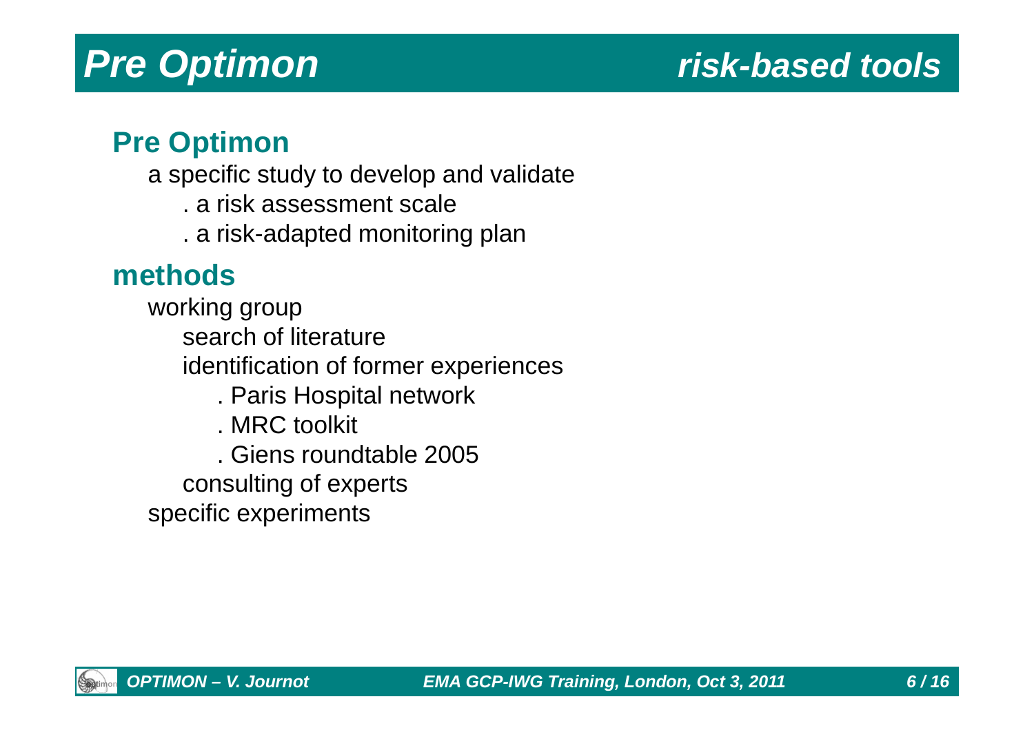# *Pre Optimon* *risk-based tools*

## Pre Optimon

a specific study to develop and validate

- . a risk assessment scale
- . a risk-adapted monitoring plan

## methods

working group

- search of literature
- identification of former experiences
  - . Paris Hospital network
  - . MRC toolkit
  - . Giens roundtable 2005
- consulting of experts

specific experiments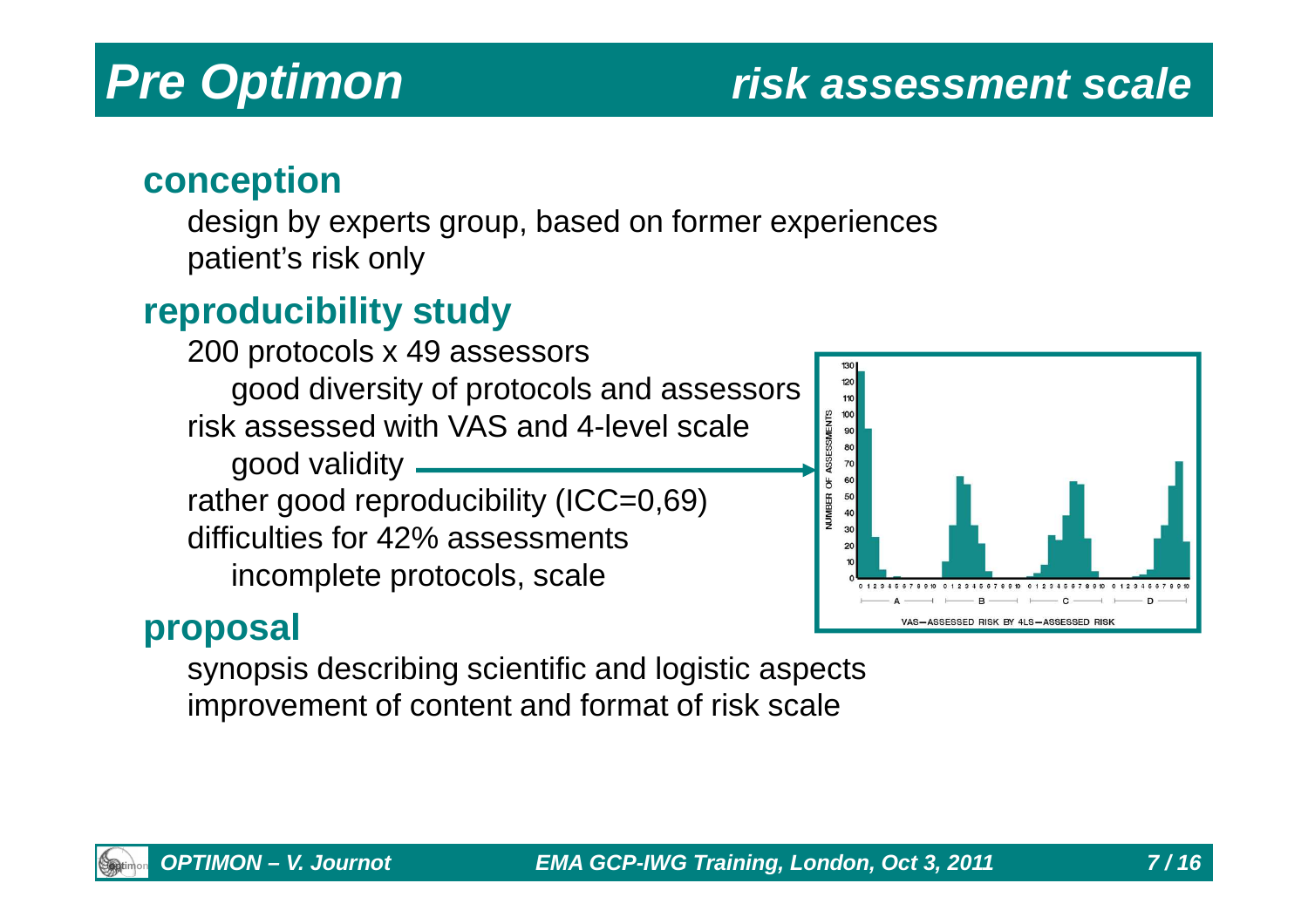# Pre Optimon — risk assessment scale

## conception

design by experts group, based on former experiences
patient's risk only

## reproducibility study

200 protocols x 49 assessors
- good diversity of protocols and assessors

risk assessed with VAS and 4-level scale
- good validity →

rather good reproducibility (ICC=0,69)
difficulties for 42% assessments
- incomplete protocols, scale

## proposal

synopsis describing scientific and logistic aspects
improvement of content and format of risk scale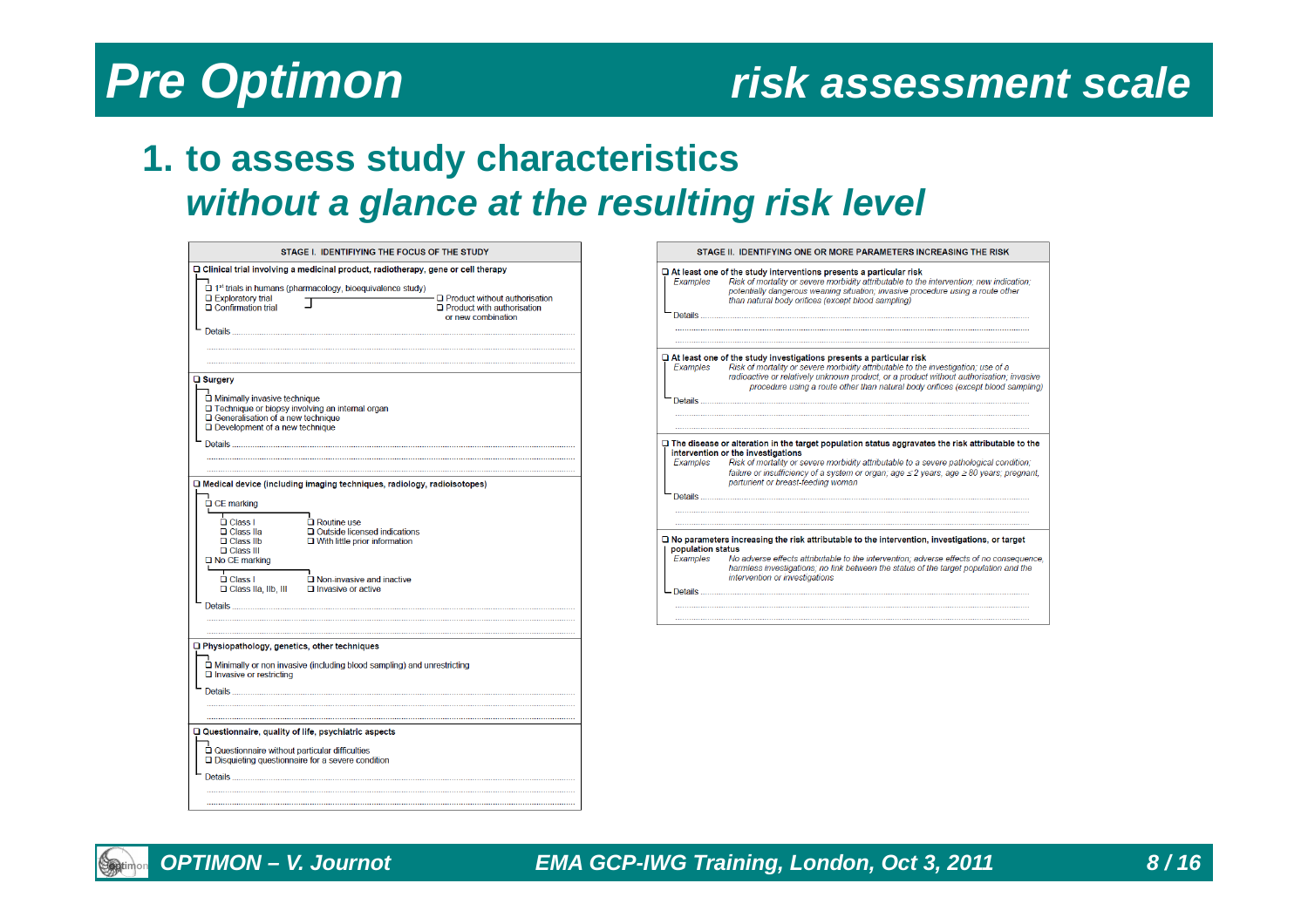# Pre Optimon — risk assessment scale

## 1. to assess study characteristics *without a glance at the resulting risk level*

**STAGE I. IDENTIFIYING THE FOCUS OF THE STUDY**

❑ **Clinical trial involving a medicinal product, radiotherapy, gene or cell therapy**

- ❑ 1st trials in humans (pharmacology, bioequivalence study)
- ❑ Exploratory trial
- ❑ Confirmation trial
  - ❑ Product without authorisation
  - ❑ Product with authorisation or new combination

Details ...................................................

❑ **Surgery**

- ❑ Minimally invasive technique
- ❑ Technique or biopsy involving an internal organ
- ❑ Generalisation of a new technique
- ❑ Development of a new technique

Details ...................................................

❑ **Medical device (including imaging techniques, radiology, radioisotopes)**

- ❑ CE marking
  - ❑ Class I
  - ❑ Class IIa
  - ❑ Class IIb
  - ❑ Class III
    - ❑ Routine use
    - ❑ Outside licensed indications
    - ❑ With little prior information
- ❑ No CE marking
  - ❑ Class I
  - ❑ Class IIa, IIb, III
    - ❑ Non-invasive and inactive
    - ❑ Invasive or active

Details ...................................................

❑ **Physiopathology, genetics, other techniques**

- ❑ Minimally or non invasive (including blood sampling) and unrestricting
- ❑ Invasive or restricting

Details ...................................................

❑ **Questionnaire, quality of life, psychiatric aspects**

- ❑ Questionnaire without particular difficulties
- ❑ Disquieting questionnaire for a severe condition

Details ...................................................

**STAGE II. IDENTIFYING ONE OR MORE PARAMETERS INCREASING THE RISK**

❑ **At least one of the study interventions presents a particular risk**

*Examples* — *Risk of mortality or severe morbidity attributable to the intervention; new indication; potentially dangerous weaning situation; invasive procedure using a route other than natural body orifices (except blood sampling)*

Details ...................................................

❑ **At least one of the study investigations presents a particular risk**

*Examples* — *Risk of mortality or severe morbidity attributable to the investigation; use of a radioactive or relatively unknown product, or a product without authorisation; invasive procedure using a route other than natural body orifices (except blood sampling)*

Details ...................................................

❑ **The disease or alteration in the target population status aggravates the risk attributable to the intervention or the investigations**

*Examples* — *Risk of mortality or severe morbidity attributable to a severe pathological condition; failure or insufficiency of a system or organ, age ≤ 2 years, age ≥ 80 years; pregnant, partunent or breast-feeding woman*

Details ...................................................

❑ **No parameters increasing the risk attributable to the intervention, investigations, or target population status**

*Examples* — *No adverse effects attributable to the intervention; adverse effects of no consequence, harmless investigations, no link between the status of the target population and the intervention or investigations*

Details ...................................................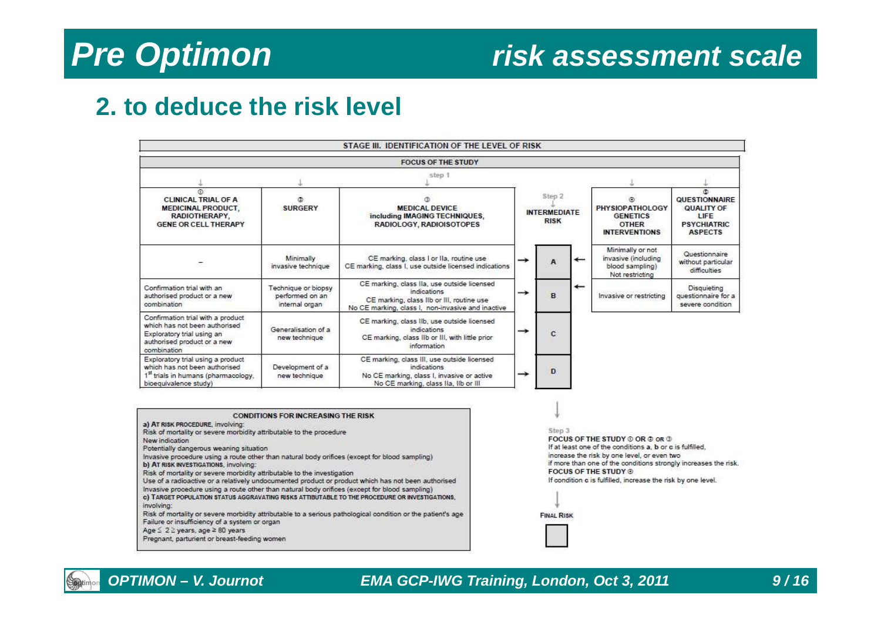# Pre Optimon — risk assessment scale

## 2. to deduce the risk level

**STAGE III. IDENTIFICATION OF THE LEVEL OF RISK**

**FOCUS OF THE STUDY**

step 1

| ① CLINICAL TRIAL OF A MEDICINAL PRODUCT, RADIOTHERAPY, GENE OR CELL THERAPY | ② SURGERY | ③ MEDICAL DEVICE including IMAGING TECHNIQUES, RADIOLOGY, RADIOISOTOPES | Step 2 INTERMEDIATE RISK | ④ PHYSIOPATHOLOGY GENETICS OTHER INTERVENTIONS | ⑤ QUESTIONNAIRE QUALITY OF LIFE PSYCHIATRIC ASPECTS |
|---|---|---|---|---|---|
| – | Minimally invasive technique | CE marking, class I or IIa, routine use<br>CE marking, class I, use outside licensed indications | → A ← | Minimally or not invasive (including blood sampling) Not restricting | Questionnaire without particular difficulties |
| Confirmation trial with an authorised product or a new combination | Technique or biopsy performed on an internal organ | CE marking, class IIa, use outside licensed indications<br>CE marking, class IIb or III, routine use<br>No CE marking, class I, non-invasive and inactive | → B ← | Invasive or restricting | Disquieting questionnaire for a severe condition |
| Confirmation trial with a product which has not been authorised<br>Exploratory trial using an authorised product or a new combination | Generalisation of a new technique | CE marking, class IIb, use outside licensed indications<br>CE marking, class IIb or III, with little prior information | → C | | |
| Exploratory trial using a product which has not been authorised<br>1st trials in humans (pharmacology, bioequivalence study) | Development of a new technique | CE marking, class III, use outside licensed indications<br>No CE marking, class I, invasive or active<br>No CE marking, class IIa, IIb or III | → D | | |

**CONDITIONS FOR INCREASING THE RISK**

**a) AT RISK PROCEDURE**, involving:
Risk of mortality or severe morbidity attributable to the procedure
New indication
Potentially dangerous weaning situation
Invasive procedure using a route other than natural body orifices (except for blood sampling)

**b) AT RISK INVESTIGATIONS**, involving:
Risk of mortality or severe morbidity attributable to the investigation
Use of a radioactive or a relatively undocumented product or product which has not been authorised
Invasive procedure using a route other than natural body orifices (except for blood sampling)

**c) TARGET POPULATION STATUS AGGRAVATING RISKS ATTRIBUTABLE TO THE PROCEDURE OR INVESTIGATIONS**, involving:
Risk of mortality or severe morbidity attributable to a serious pathological condition or the patient's age
Failure or insufficiency of a system or organ
Age ≤ 2 years, age ≥ 80 years
Pregnant, parturient or breast-feeding women

Step 3

**FOCUS OF THE STUDY ① OR ② OR ③**
If at least one of the conditions **a**, **b** or **c** is fulfilled, increase the risk by one level, or even two if more than one of the conditions strongly increases the risk.

**FOCUS OF THE STUDY ④**
If condition **c** is fulfilled, increase the risk by one level.

**FINAL RISK**

☐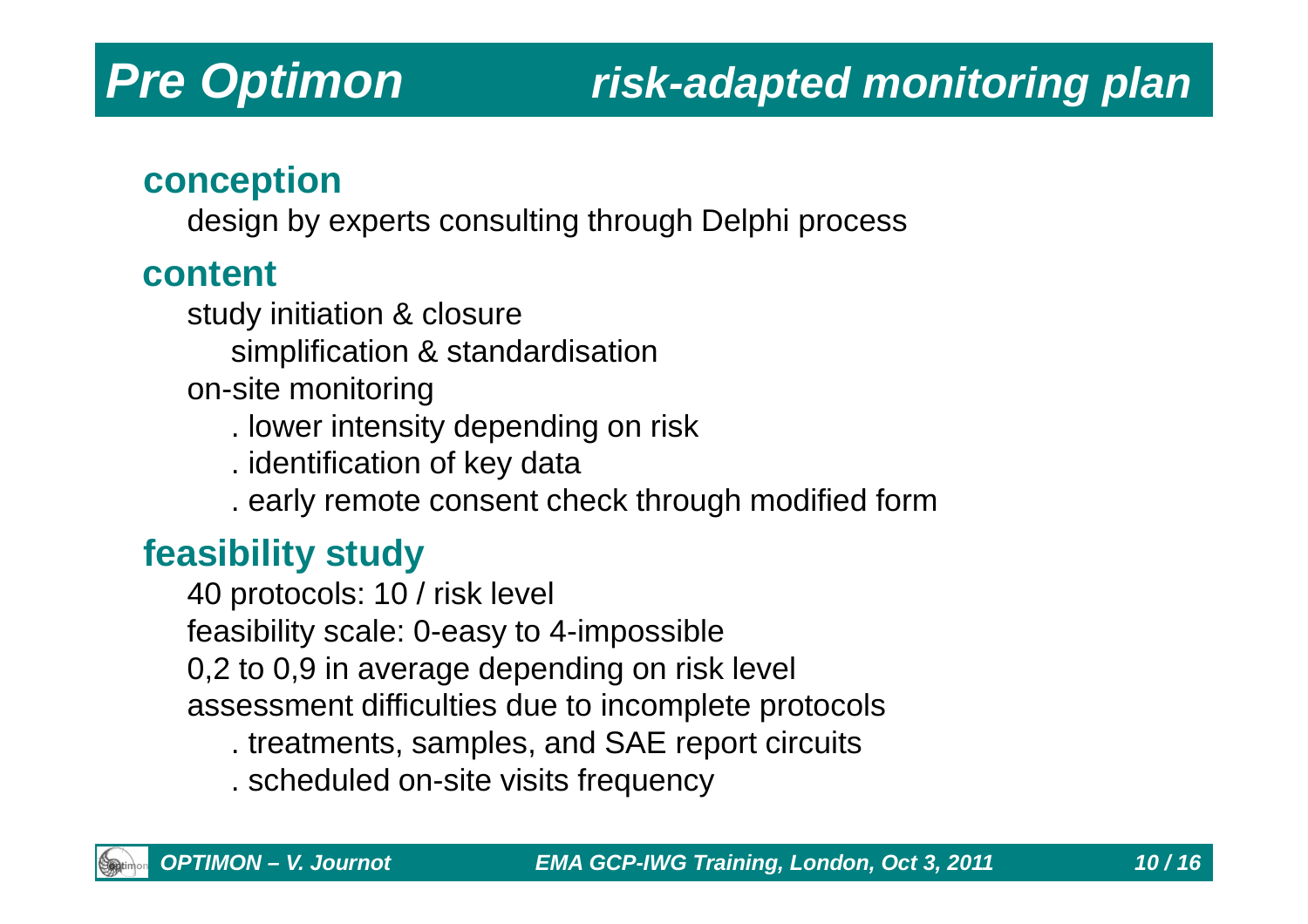# Pre Optimon — risk-adapted monitoring plan

## conception

design by experts consulting through Delphi process

## content

study initiation & closure

- simplification & standardisation

on-site monitoring

- . lower intensity depending on risk
- . identification of key data
- . early remote consent check through modified form

## feasibility study

40 protocols: 10 / risk level

feasibility scale: 0-easy to 4-impossible

0,2 to 0,9 in average depending on risk level

assessment difficulties due to incomplete protocols

- . treatments, samples, and SAE report circuits
- . scheduled on-site visits frequency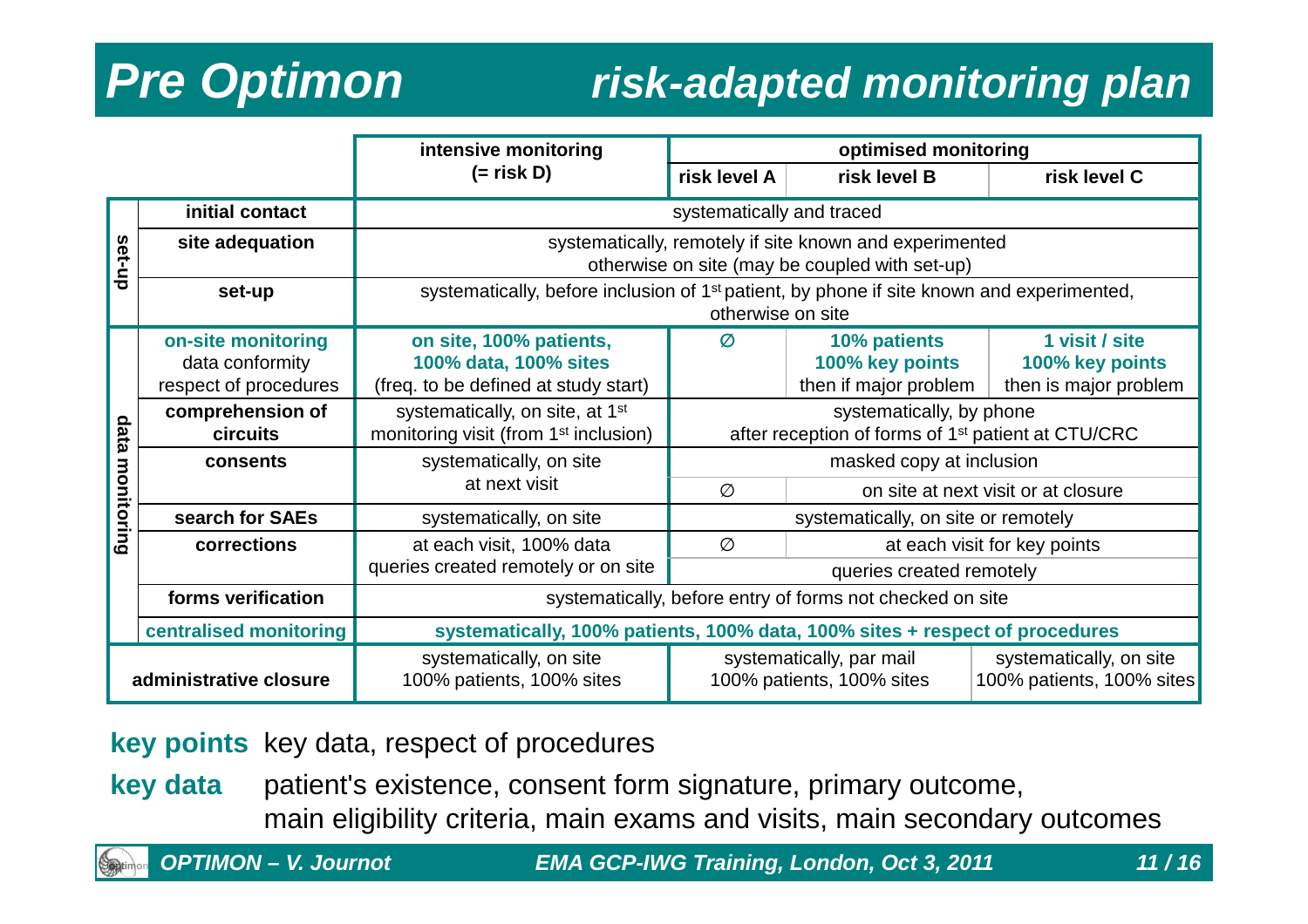# Pre Optimon — risk-adapted monitoring plan

| | | intensive monitoring (= risk D) | optimised monitoring | | |
|---|---|---|---|---|---|
| | | | risk level A | risk level B | risk level C |
| set-up | **initial contact** | systematically and traced | | | |
| | **site adequation** | systematically, remotely if site known and experimented otherwise on site (may be coupled with set-up) | | | |
| | **set-up** | systematically, before inclusion of 1st patient, by phone if site known and experimented, otherwise on site | | | |
| data monitoring | **on-site monitoring** data conformity respect of procedures | **on site, 100% patients, 100% data, 100% sites** (freq. to be defined at study start) | ∅ | **10% patients** **100% key points** then if major problem | **1 visit / site** **100% key points** then is major problem |
| | **comprehension of circuits** | systematically, on site, at 1st monitoring visit (from 1st inclusion) | systematically, by phone after reception of forms of 1st patient at CTU/CRC | | |
| | **consents** | systematically, on site at next visit | masked copy at inclusion | | |
| | | | ∅ | on site at next visit or at closure | |
| | **search for SAEs** | systematically, on site | systematically, on site or remotely | | |
| | **corrections** | at each visit, 100% data queries created remotely or on site | ∅ | at each visit for key points | |
| | | | queries created remotely | | |
| | **forms verification** | systematically, before entry of forms not checked on site | | | |
| | **centralised monitoring** | **systematically, 100% patients, 100% data, 100% sites + respect of procedures** | | | |
| **administrative closure** | | systematically, on site 100% patients, 100% sites | systematically, par mail 100% patients, 100% sites | | systematically, on site 100% patients, 100% sites |

**key points** key data, respect of procedures

**key data** patient's existence, consent form signature, primary outcome, main eligibility criteria, main exams and visits, main secondary outcomes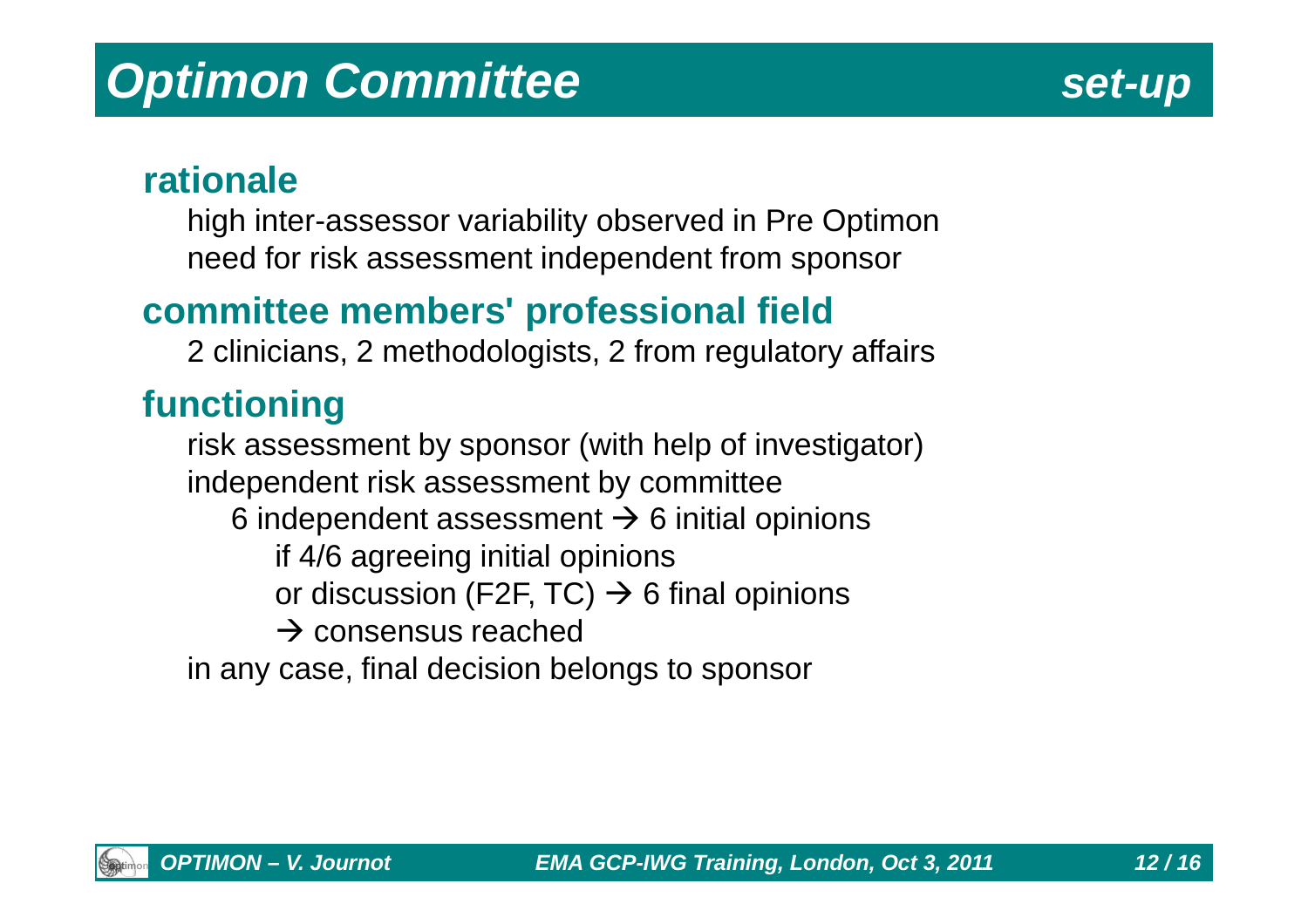# *Optimon Committee* *set-up*

## rationale

high inter-assessor variability observed in Pre Optimon
need for risk assessment independent from sponsor

## committee members' professional field

2 clinicians, 2 methodologists, 2 from regulatory affairs

## functioning

risk assessment by sponsor (with help of investigator)
independent risk assessment by committee

- 6 independent assessment → 6 initial opinions
  - if 4/6 agreeing initial opinions
  - or discussion (F2F, TC) → 6 final opinions
  - → consensus reached

in any case, final decision belongs to sponsor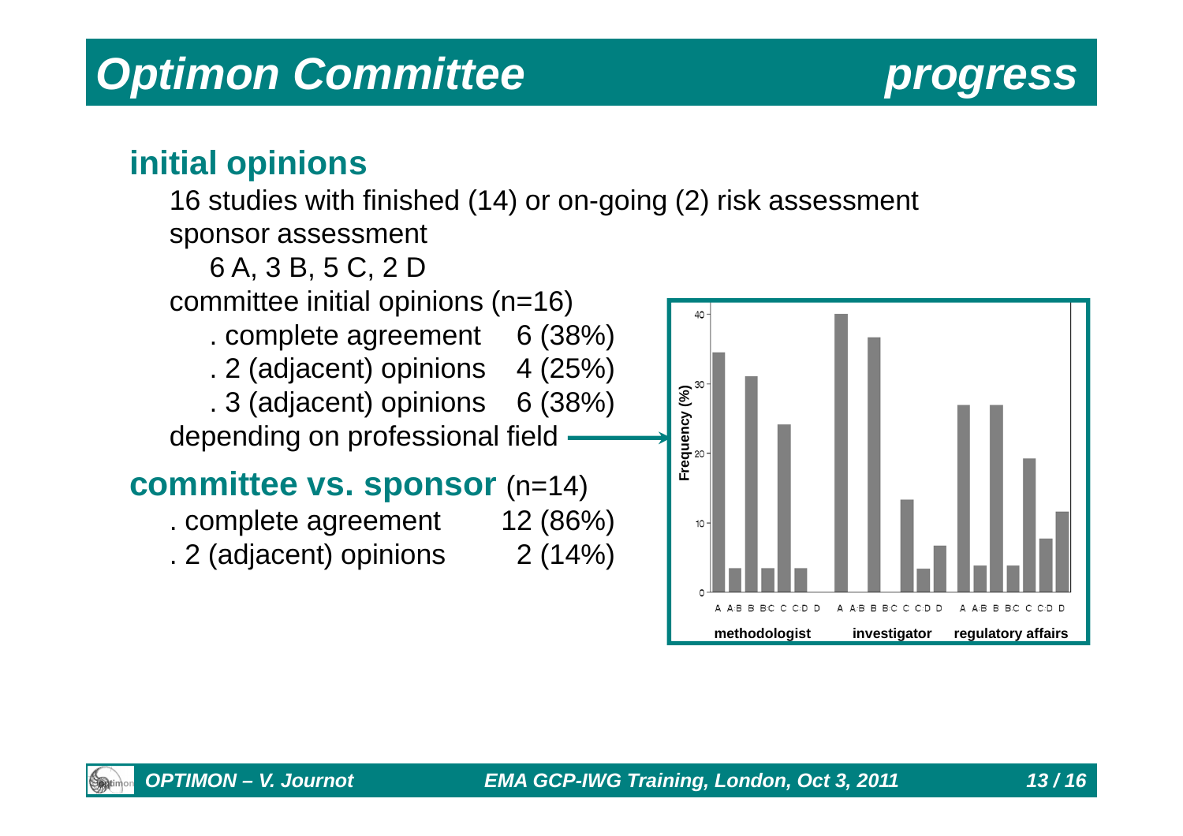# *Optimon Committee* *progress*

## initial opinions

16 studies with finished (14) or on-going (2) risk assessment

sponsor assessment

6 A, 3 B, 5 C, 2 D

committee initial opinions (n=16)

- . complete agreement 6 (38%)
- . 2 (adjacent) opinions 4 (25%)
- . 3 (adjacent) opinions 6 (38%)

depending on professional field

## committee vs. sponsor (n=14)

- . complete agreement 12 (86%)
- . 2 (adjacent) opinions 2 (14%)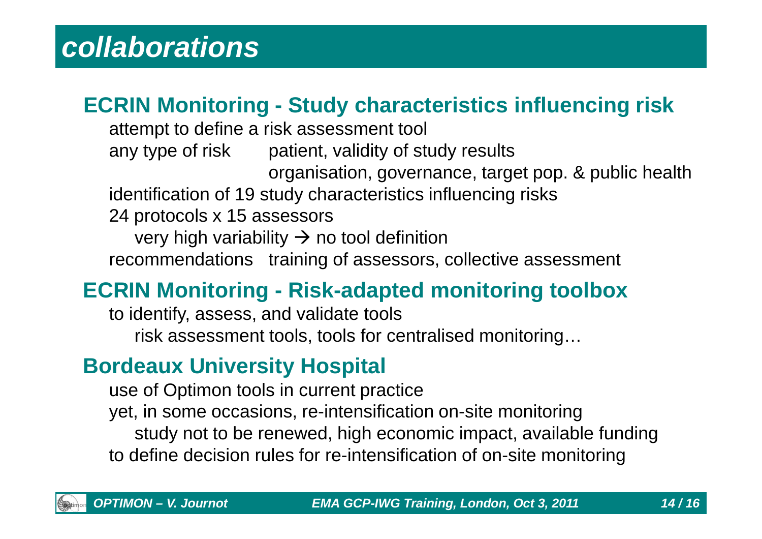# collaborations

## ECRIN Monitoring - Study characteristics influencing risk

attempt to define a risk assessment tool

any type of risk patient, validity of study results
organisation, governance, target pop. & public health

identification of 19 study characteristics influencing risks

24 protocols x 15 assessors

very high variability → no tool definition

recommendations training of assessors, collective assessment

## ECRIN Monitoring - Risk-adapted monitoring toolbox

to identify, assess, and validate tools

risk assessment tools, tools for centralised monitoring…

## Bordeaux University Hospital

use of Optimon tools in current practice

yet, in some occasions, re-intensification on-site monitoring

study not to be renewed, high economic impact, available funding

to define decision rules for re-intensification of on-site monitoring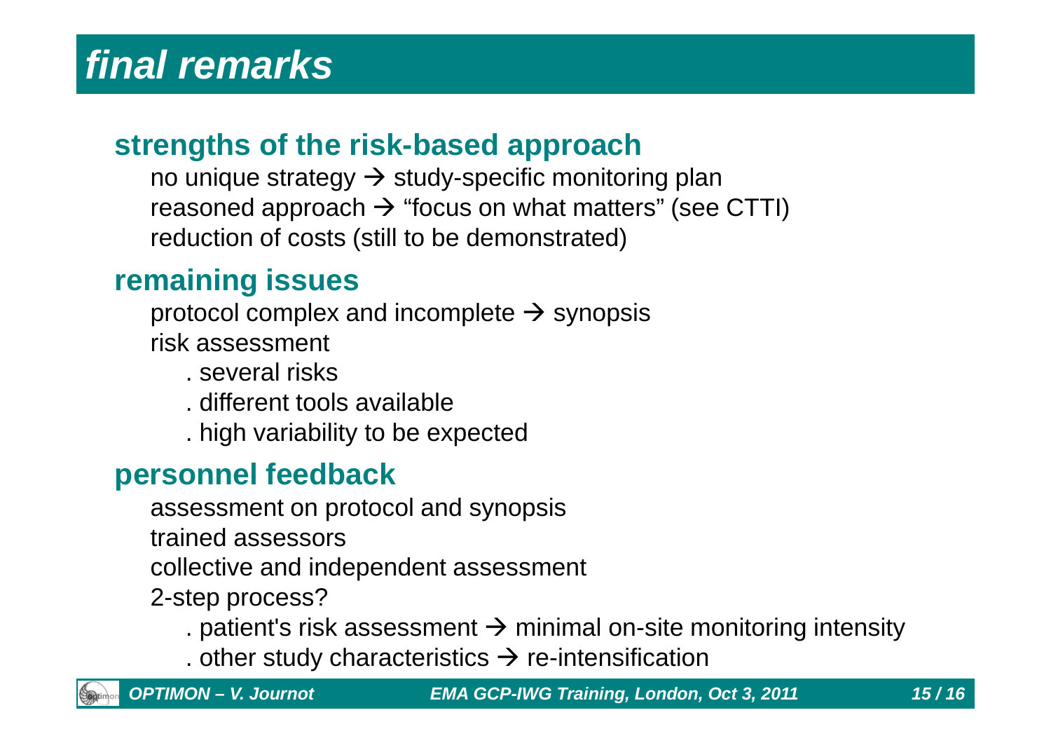# final remarks

## strengths of the risk-based approach

no unique strategy → study-specific monitoring plan
reasoned approach → "focus on what matters" (see CTTI)
reduction of costs (still to be demonstrated)

## remaining issues

protocol complex and incomplete → synopsis
risk assessment

. several risks
. different tools available
. high variability to be expected

## personnel feedback

assessment on protocol and synopsis
trained assessors
collective and independent assessment
2-step process?

. patient's risk assessment → minimal on-site monitoring intensity
. other study characteristics → re-intensification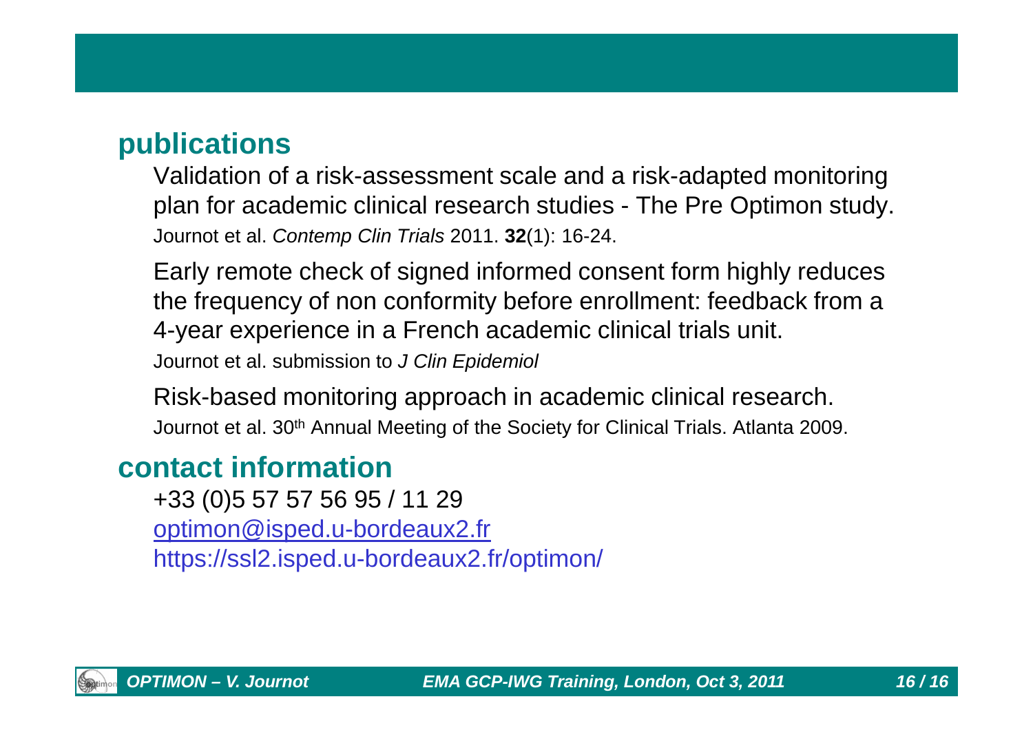## publications

Validation of a risk-assessment scale and a risk-adapted monitoring plan for academic clinical research studies - The Pre Optimon study.
Journot et al. *Contemp Clin Trials* 2011. **32**(1): 16-24.

Early remote check of signed informed consent form highly reduces the frequency of non conformity before enrollment: feedback from a 4-year experience in a French academic clinical trials unit.
Journot et al. submission to *J Clin Epidemiol*

Risk-based monitoring approach in academic clinical research.
Journot et al. 30th Annual Meeting of the Society for Clinical Trials. Atlanta 2009.

## contact information

+33 (0)5 57 57 56 95 / 11 29
optimon@isped.u-bordeaux2.fr
https://ssl2.isped.u-bordeaux2.fr/optimon/